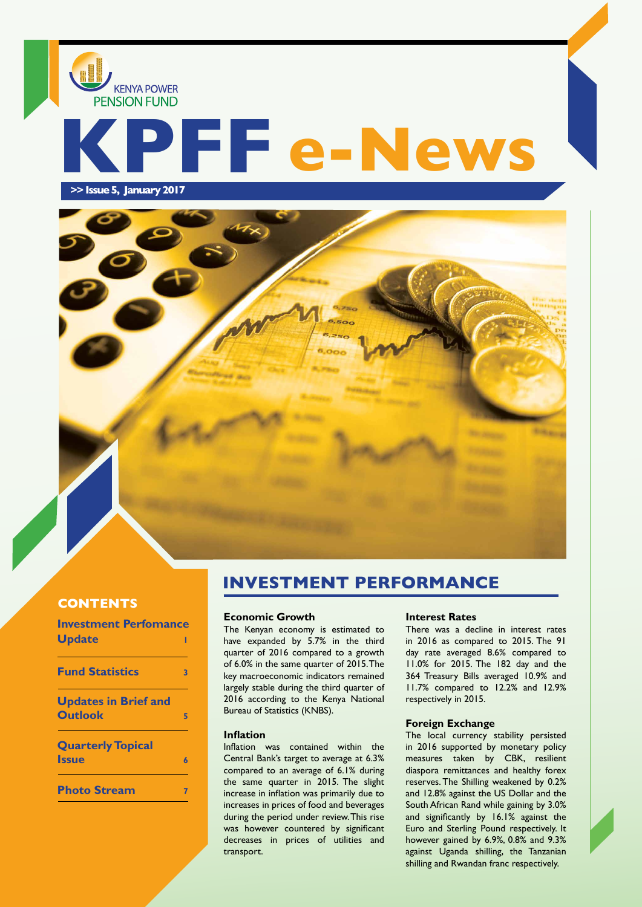KENYA POWER PENSION FUND

# KPFF e-News

>> Issue 5, January 2017

## CONTENTS

| | |
|---|---|
| Investment Perfomance Update | 1 |
| Fund Statistics | 3 |
| Updates in Brief and Outlook | 5 |
| Quarterly Topical Issue | 6 |
| Photo Stream | 7 |

## INVESTMENT PERFORMANCE

### Economic Growth

The Kenyan economy is estimated to have expanded by 5.7% in the third quarter of 2016 compared to a growth of 6.0% in the same quarter of 2015. The key macroeconomic indicators remained largely stable during the third quarter of 2016 according to the Kenya National Bureau of Statistics (KNBS).

### Inflation

Inflation was contained within the Central Bank's target to average at 6.3% compared to an average of 6.1% during the same quarter in 2015. The slight increase in inflation was primarily due to increases in prices of food and beverages during the period under review. This rise was however countered by significant decreases in prices of utilities and transport.

### Interest Rates

There was a decline in interest rates in 2016 as compared to 2015. The 91 day rate averaged 8.6% compared to 11.0% for 2015. The 182 day and the 364 Treasury Bills averaged 10.9% and 11.7% compared to 12.2% and 12.9% respectively in 2015.

### Foreign Exchange

The local currency stability persisted in 2016 supported by monetary policy measures taken by CBK, resilient diaspora remittances and healthy forex reserves. The Shilling weakened by 0.2% and 12.8% against the US Dollar and the South African Rand while gaining by 3.0% and significantly by 16.1% against the Euro and Sterling Pound respectively. It however gained by 6.9%, 0.8% and 9.3% against Uganda shilling, the Tanzanian shilling and Rwandan franc respectively.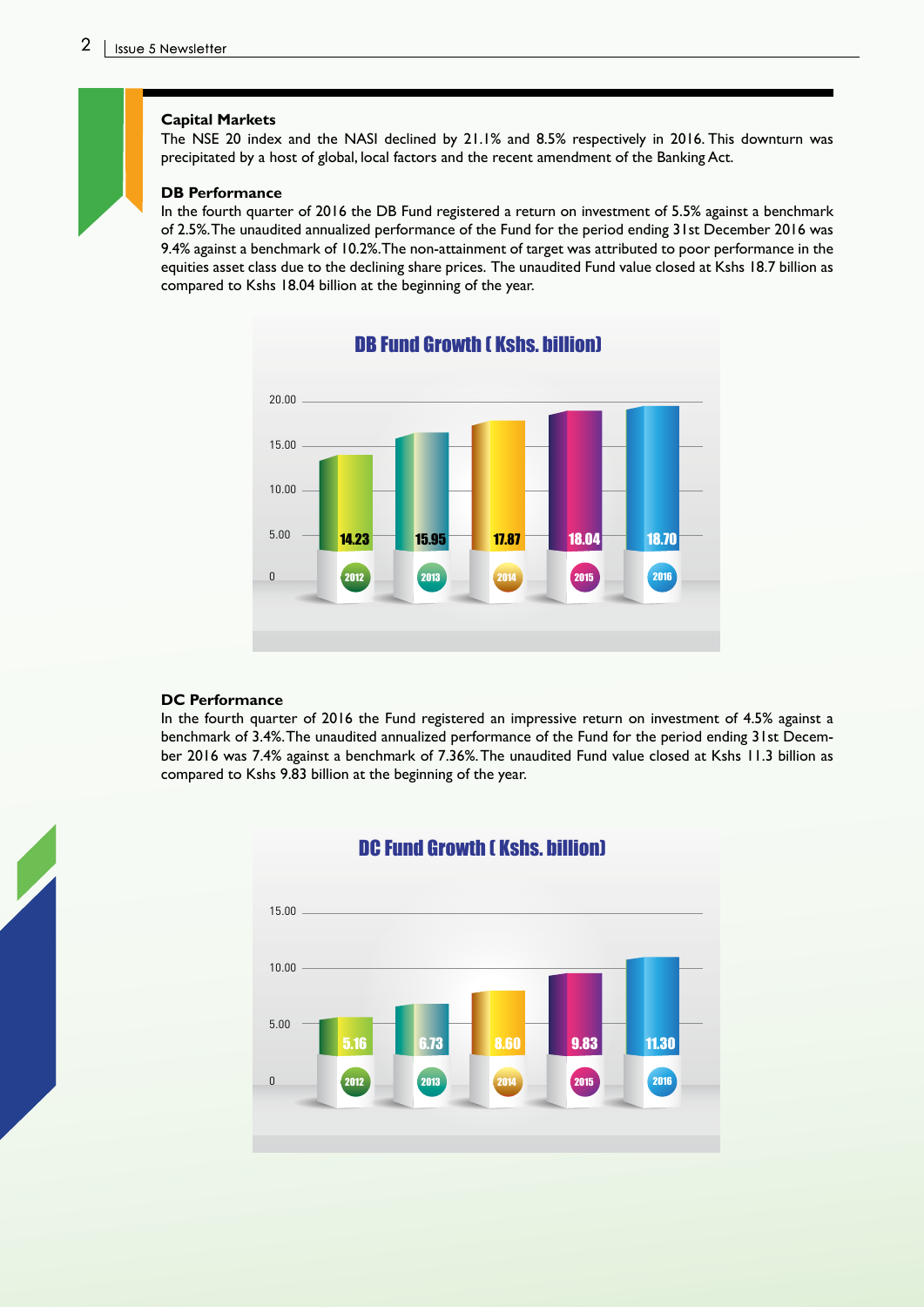### Capital Markets

The NSE 20 index and the NASI declined by 21.1% and 8.5% respectively in 2016. This downturn was precipitated by a host of global, local factors and the recent amendment of the Banking Act.

### DB Performance

In the fourth quarter of 2016 the DB Fund registered a return on investment of 5.5% against a benchmark of 2.5%. The unaudited annualized performance of the Fund for the period ending 31st December 2016 was 9.4% against a benchmark of 10.2%. The non-attainment of target was attributed to poor performance in the equities asset class due to the declining share prices. The unaudited Fund value closed at Kshs 18.7 billion as compared to Kshs 18.04 billion at the beginning of the year.

**DB Fund Growth ( Kshs. billion)**

| Year | 2012 | 2013 | 2014 | 2015 | 2016 |
|---|---|---|---|---|---|
| Fund value | 14.23 | 15.95 | 17.87 | 18.04 | 18.70 |

### DC Performance

In the fourth quarter of 2016 the Fund registered an impressive return on investment of 4.5% against a benchmark of 3.4%. The unaudited annualized performance of the Fund for the period ending 31st December 2016 was 7.4% against a benchmark of 7.36%. The unaudited Fund value closed at Kshs 11.3 billion as compared to Kshs 9.83 billion at the beginning of the year.

**DC Fund Growth ( Kshs. billion)**

| Year | 2012 | 2013 | 2014 | 2015 | 2016 |
|---|---|---|---|---|---|
| Fund value | 5.16 | 6.73 | 8.60 | 9.83 | 11.30 |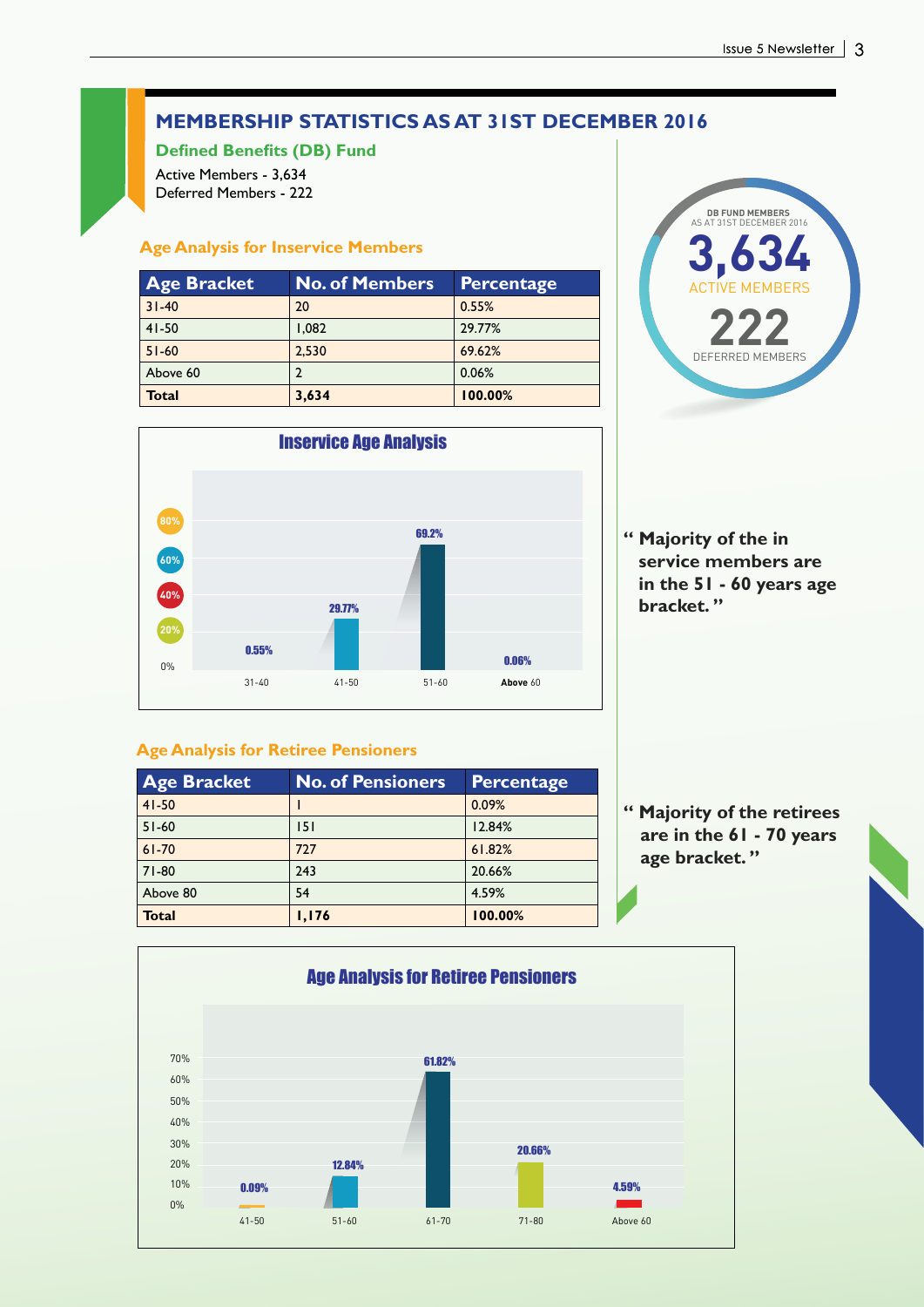## MEMBERSHIP STATISTICS AS AT 31ST DECEMBER 2016

### Defined Benefits (DB) Fund

Active Members - 3,634
Deferred Members - 222

DB FUND MEMBERS AS AT 31ST DECEMBER 2016

**3,634** ACTIVE MEMBERS

**222** DEFERRED MEMBERS

### Age Analysis for Inservice Members

| Age Bracket | No. of Members | Percentage |
|---|---|---|
| 31-40 | 20 | 0.55% |
| 41-50 | 1,082 | 29.77% |
| 51-60 | 2,530 | 69.62% |
| Above 60 | 2 | 0.06% |
| **Total** | **3,634** | **100.00%** |

**Inservice Age Analysis**

| Age Bracket | Percentage |
|---|---|
| 31-40 | 0.55% |
| 41-50 | 29.77% |
| 51-60 | 69.2% |
| Above 60 | 0.06% |

**" Majority of the in service members are in the 51 - 60 years age bracket. "**

### Age Analysis for Retiree Pensioners

| Age Bracket | No. of Pensioners | Percentage |
|---|---|---|
| 41-50 | 1 | 0.09% |
| 51-60 | 151 | 12.84% |
| 61-70 | 727 | 61.82% |
| 71-80 | 243 | 20.66% |
| Above 80 | 54 | 4.59% |
| **Total** | **1,176** | **100.00%** |

**" Majority of the retirees are in the 61 - 70 years age bracket. "**

**Age Analysis for Retiree Pensioners**

| Age Bracket | Percentage |
|---|---|
| 41-50 | 0.09% |
| 51-60 | 12.84% |
| 61-70 | 61.82% |
| 71-80 | 20.66% |
| Above 60 | 4.59% |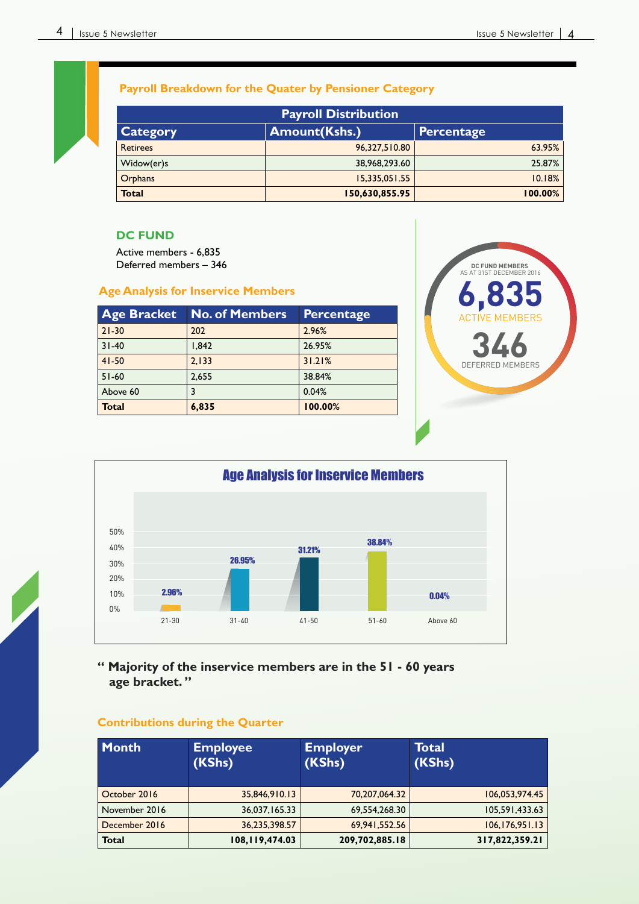## Payroll Breakdown for the Quater by Pensioner Category

| Payroll Distribution | | |
|---|---|---|
| **Category** | **Amount(Kshs.)** | **Percentage** |
| Retirees | 96,327,510.80 | 63.95% |
| Widow(er)s | 38,968,293.60 | 25.87% |
| Orphans | 15,335,051.55 | 10.18% |
| **Total** | **150,630,855.95** | **100.00%** |

## DC FUND

Active members - 6,835
Deferred members – 346

### Age Analysis for Inservice Members

| Age Bracket | No. of Members | Percentage |
|---|---|---|
| 21-30 | 202 | 2.96% |
| 31-40 | 1,842 | 26.95% |
| 41-50 | 2,133 | 31.21% |
| 51-60 | 2,655 | 38.84% |
| Above 60 | 3 | 0.04% |
| **Total** | **6,835** | **100.00%** |

DC FUND MEMBERS AS AT 31ST DECEMBER 2016

**6,835** ACTIVE MEMBERS

**346** DEFERRED MEMBERS

### Age Analysis for Inservice Members

| Age Bracket | Percentage |
|---|---|
| 21-30 | 2.96% |
| 31-40 | 26.95% |
| 41-50 | 31.21% |
| 51-60 | 38.84% |
| Above 60 | 0.04% |

**" Majority of the inservice members are in the 51 - 60 years age bracket. "**

### Contributions during the Quarter

| Month | Employee (KShs) | Employer (KShs) | Total (KShs) |
|---|---|---|---|
| October 2016 | 35,846,910.13 | 70,207,064.32 | 106,053,974.45 |
| November 2016 | 36,037,165.33 | 69,554,268.30 | 105,591,433.63 |
| December 2016 | 36,235,398.57 | 69,941,552.56 | 106,176,951.13 |
| **Total** | **108,119,474.03** | **209,702,885.18** | **317,822,359.21** |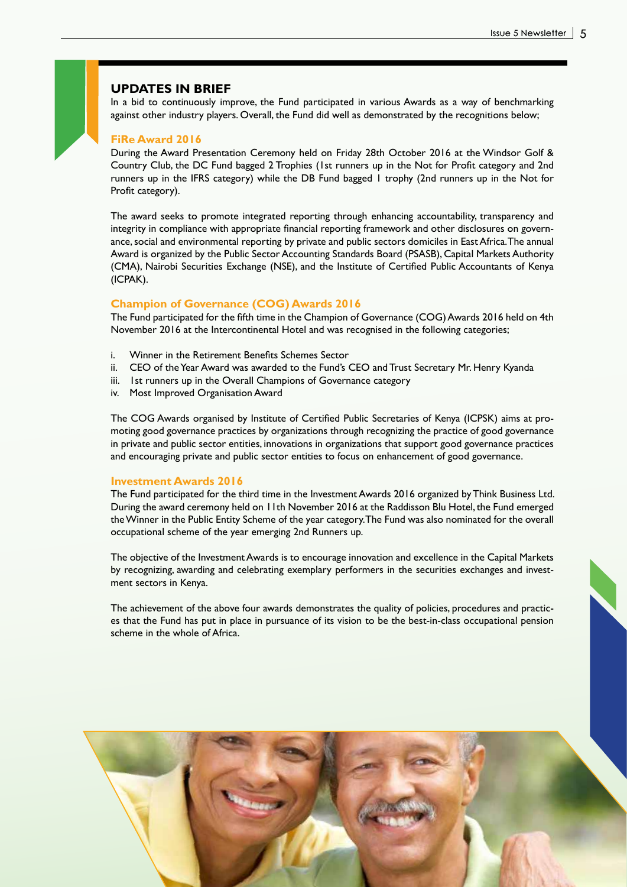## UPDATES IN BRIEF

In a bid to continuously improve, the Fund participated in various Awards as a way of benchmarking against other industry players. Overall, the Fund did well as demonstrated by the recognitions below;

### FiRe Award 2016

During the Award Presentation Ceremony held on Friday 28th October 2016 at the Windsor Golf & Country Club, the DC Fund bagged 2 Trophies (1st runners up in the Not for Profit category and 2nd runners up in the IFRS category) while the DB Fund bagged 1 trophy (2nd runners up in the Not for Profit category).

The award seeks to promote integrated reporting through enhancing accountability, transparency and integrity in compliance with appropriate financial reporting framework and other disclosures on governance, social and environmental reporting by private and public sectors domiciles in East Africa. The annual Award is organized by the Public Sector Accounting Standards Board (PSASB), Capital Markets Authority (CMA), Nairobi Securities Exchange (NSE), and the Institute of Certified Public Accountants of Kenya (ICPAK).

### Champion of Governance (COG) Awards 2016

The Fund participated for the fifth time in the Champion of Governance (COG) Awards 2016 held on 4th November 2016 at the Intercontinental Hotel and was recognised in the following categories;

i. Winner in the Retirement Benefits Schemes Sector
ii. CEO of the Year Award was awarded to the Fund's CEO and Trust Secretary Mr. Henry Kyanda
iii. 1st runners up in the Overall Champions of Governance category
iv. Most Improved Organisation Award

The COG Awards organised by Institute of Certified Public Secretaries of Kenya (ICPSK) aims at promoting good governance practices by organizations through recognizing the practice of good governance in private and public sector entities, innovations in organizations that support good governance practices and encouraging private and public sector entities to focus on enhancement of good governance.

### Investment Awards 2016

The Fund participated for the third time in the Investment Awards 2016 organized by Think Business Ltd. During the award ceremony held on 11th November 2016 at the Raddisson Blu Hotel, the Fund emerged the Winner in the Public Entity Scheme of the year category. The Fund was also nominated for the overall occupational scheme of the year emerging 2nd Runners up.

The objective of the Investment Awards is to encourage innovation and excellence in the Capital Markets by recognizing, awarding and celebrating exemplary performers in the securities exchanges and investment sectors in Kenya.

The achievement of the above four awards demonstrates the quality of policies, procedures and practices that the Fund has put in place in pursuance of its vision to be the best-in-class occupational pension scheme in the whole of Africa.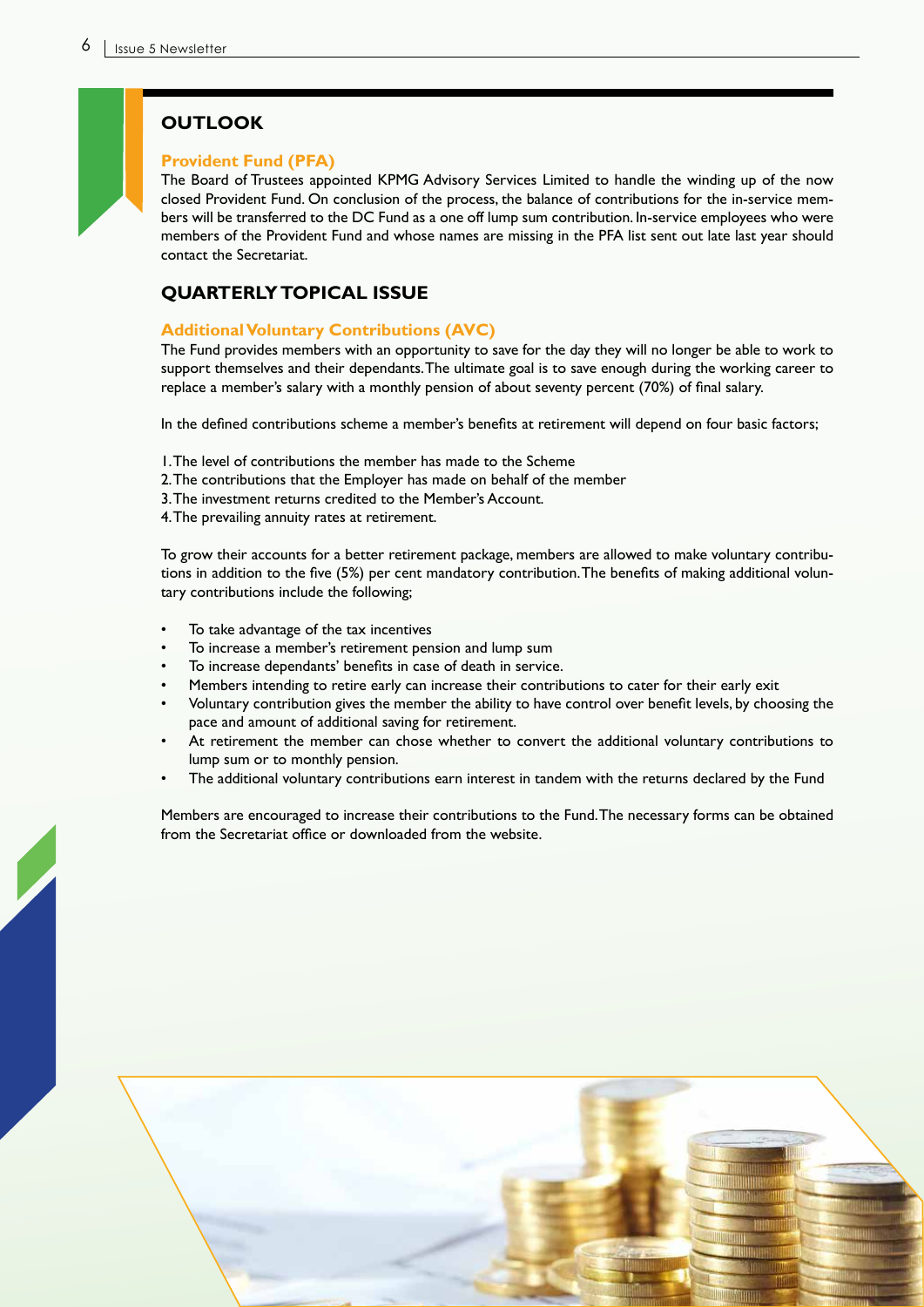## OUTLOOK

### Provident Fund (PFA)

The Board of Trustees appointed KPMG Advisory Services Limited to handle the winding up of the now closed Provident Fund. On conclusion of the process, the balance of contributions for the in-service members will be transferred to the DC Fund as a one off lump sum contribution. In-service employees who were members of the Provident Fund and whose names are missing in the PFA list sent out late last year should contact the Secretariat.

## QUARTERLY TOPICAL ISSUE

### Additional Voluntary Contributions (AVC)

The Fund provides members with an opportunity to save for the day they will no longer be able to work to support themselves and their dependants. The ultimate goal is to save enough during the working career to replace a member's salary with a monthly pension of about seventy percent (70%) of final salary.

In the defined contributions scheme a member's benefits at retirement will depend on four basic factors;

1. The level of contributions the member has made to the Scheme
2. The contributions that the Employer has made on behalf of the member
3. The investment returns credited to the Member's Account.
4. The prevailing annuity rates at retirement.

To grow their accounts for a better retirement package, members are allowed to make voluntary contributions in addition to the five (5%) per cent mandatory contribution. The benefits of making additional voluntary contributions include the following;

- To take advantage of the tax incentives
- To increase a member's retirement pension and lump sum
- To increase dependants' benefits in case of death in service.
- Members intending to retire early can increase their contributions to cater for their early exit
- Voluntary contribution gives the member the ability to have control over benefit levels, by choosing the pace and amount of additional saving for retirement.
- At retirement the member can chose whether to convert the additional voluntary contributions to lump sum or to monthly pension.
- The additional voluntary contributions earn interest in tandem with the returns declared by the Fund

Members are encouraged to increase their contributions to the Fund. The necessary forms can be obtained from the Secretariat office or downloaded from the website.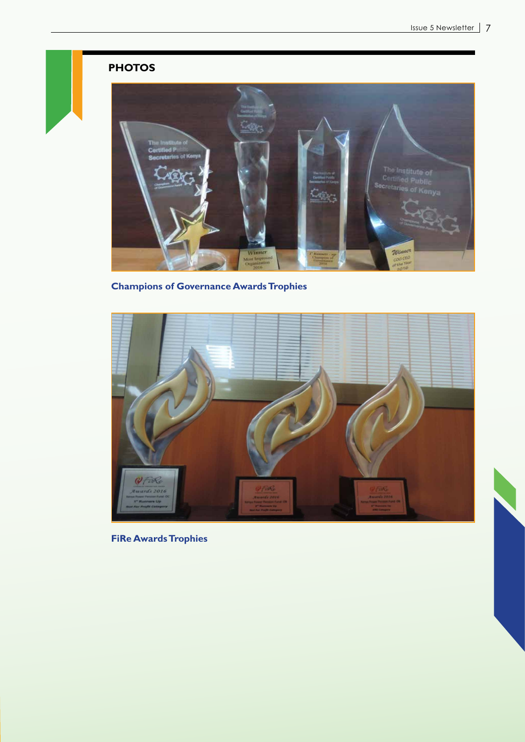## PHOTOS

**Champions of Governance Awards Trophies**

**FiRe Awards Trophies**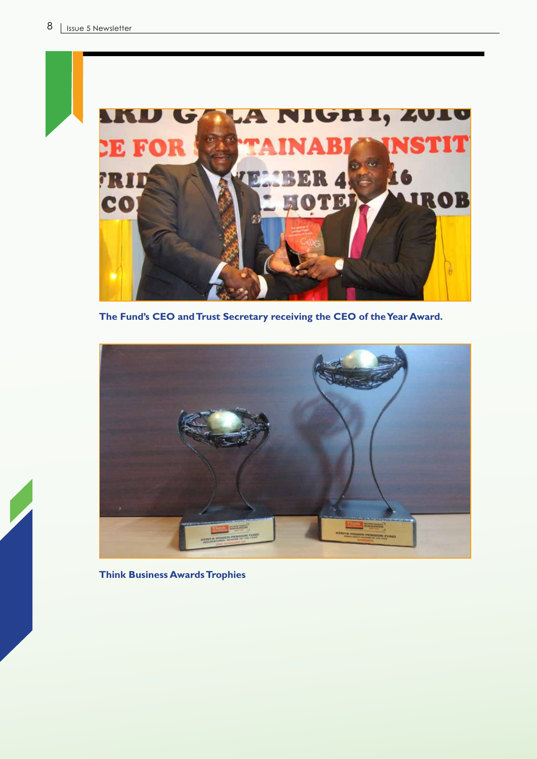The Fund's CEO and Trust Secretary receiving the CEO of the Year Award.

Think Business Awards Trophies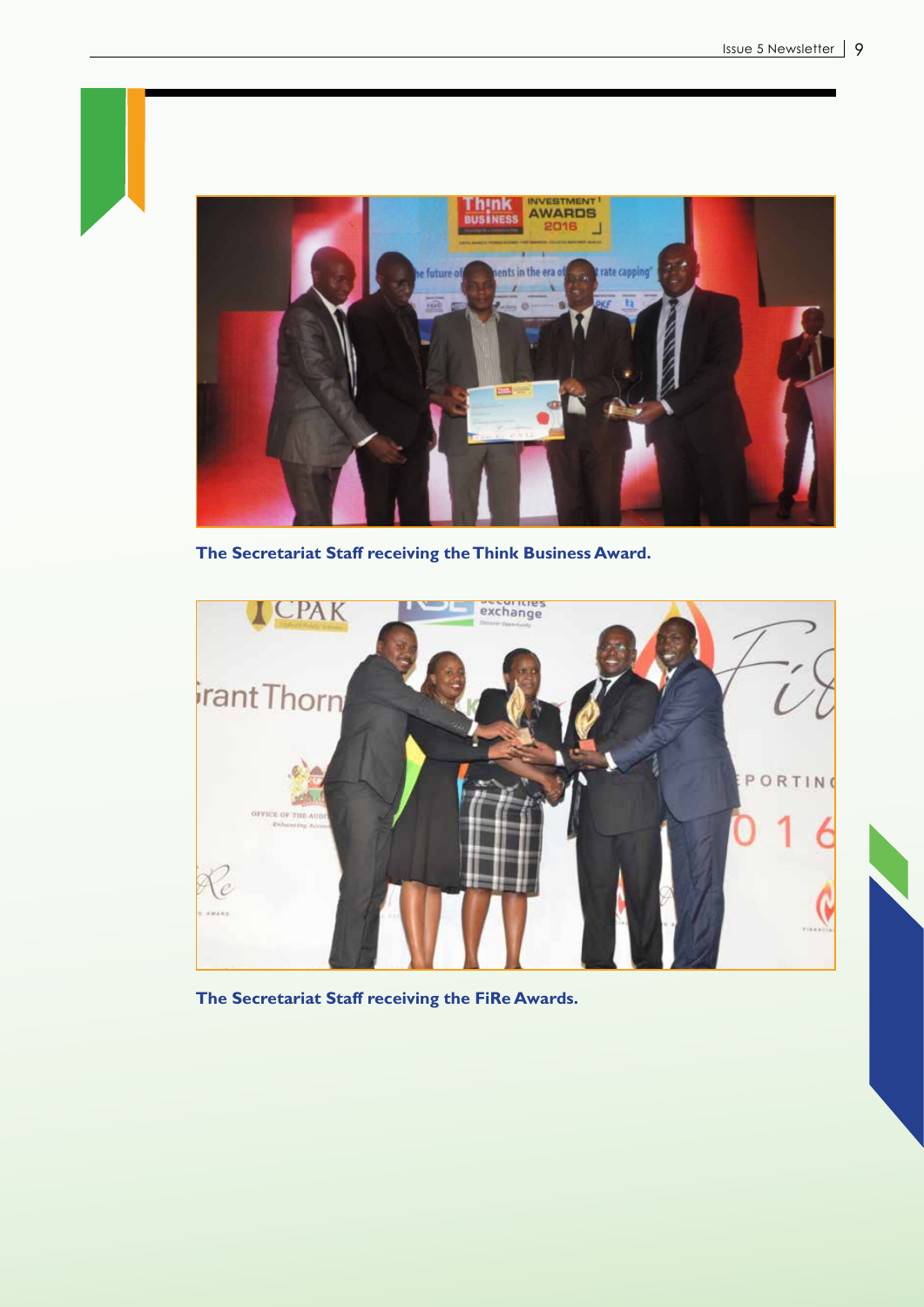The Secretariat Staff receiving the Think Business Award.

The Secretariat Staff receiving the FiRe Awards.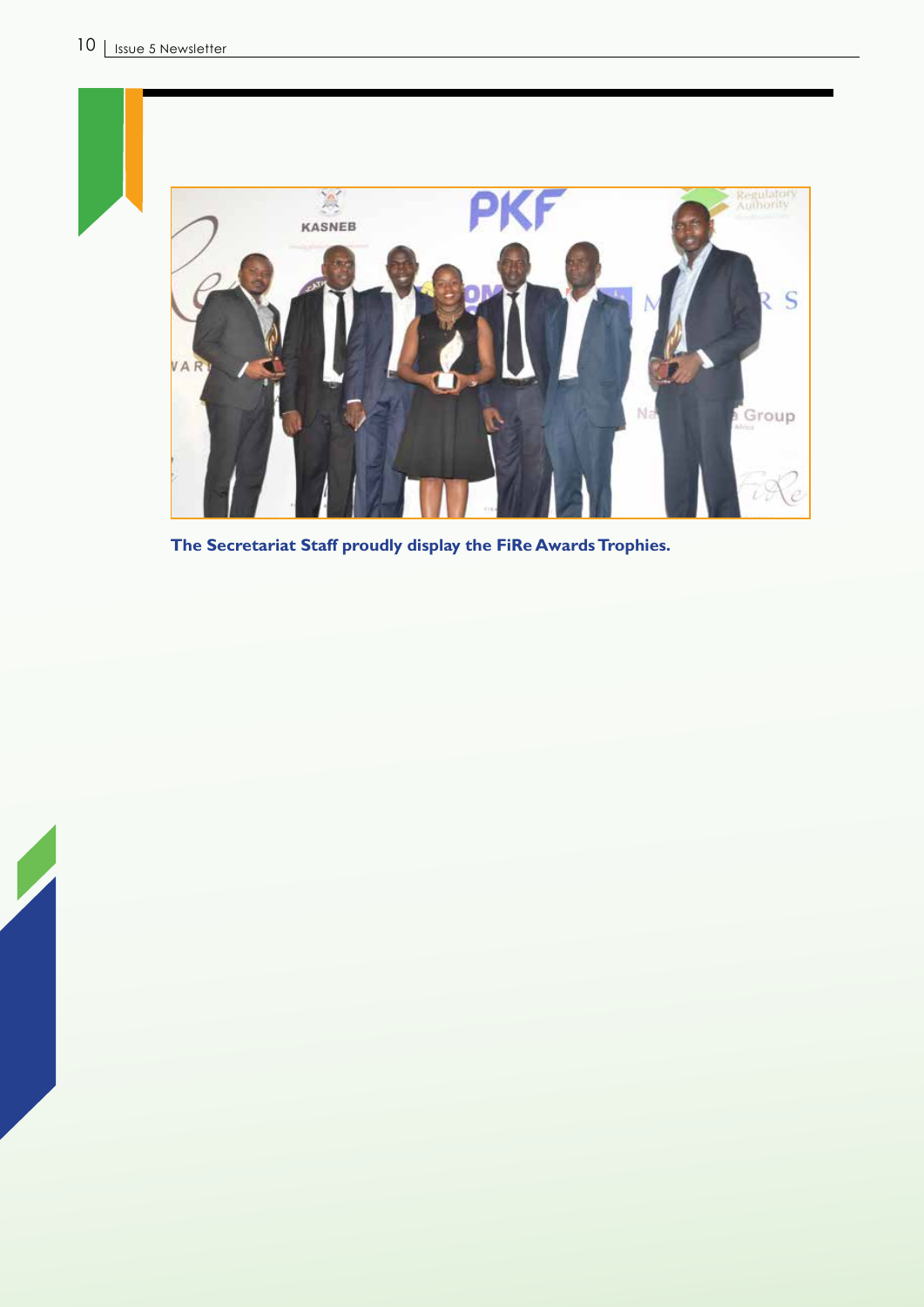**The Secretariat Staff proudly display the FiRe Awards Trophies.**